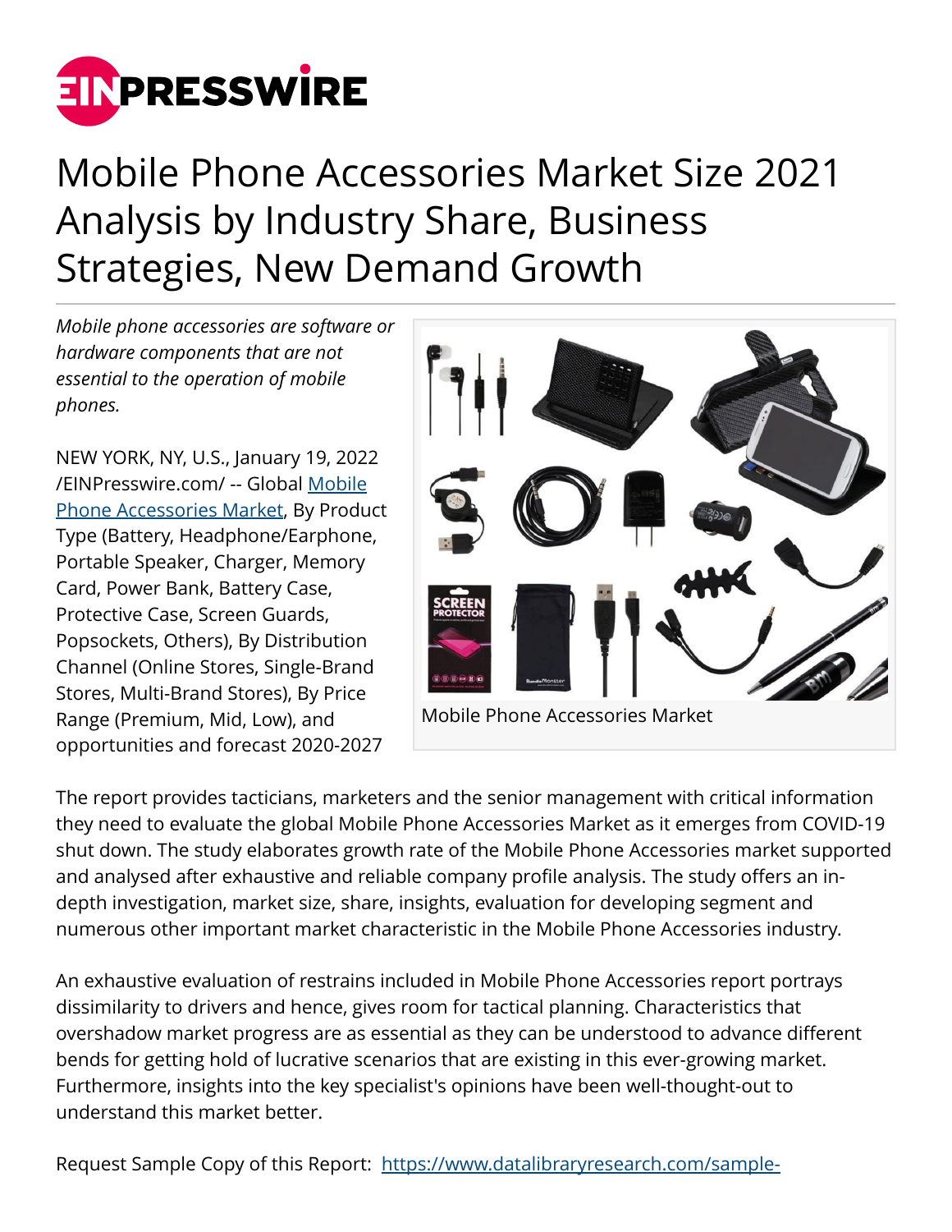# Mobile Phone Accessories Market Size 2021 Analysis by Industry Share, Business Strategies, New Demand Growth

*Mobile phone accessories are software or hardware components that are not essential to the operation of mobile phones.*

Mobile Phone Accessories Market

NEW YORK, NY, U.S., January 19, 2022 /EINPresswire.com/ -- Global Mobile Phone Accessories Market, By Product Type (Battery, Headphone/Earphone, Portable Speaker, Charger, Memory Card, Power Bank, Battery Case, Protective Case, Screen Guards, Popsockets, Others), By Distribution Channel (Online Stores, Single-Brand Stores, Multi-Brand Stores), By Price Range (Premium, Mid, Low), and opportunities and forecast 2020-2027

The report provides tacticians, marketers and the senior management with critical information they need to evaluate the global Mobile Phone Accessories Market as it emerges from COVID-19 shut down. The study elaborates growth rate of the Mobile Phone Accessories market supported and analysed after exhaustive and reliable company profile analysis. The study offers an in-depth investigation, market size, share, insights, evaluation for developing segment and numerous other important market characteristic in the Mobile Phone Accessories industry.

An exhaustive evaluation of restrains included in Mobile Phone Accessories report portrays dissimilarity to drivers and hence, gives room for tactical planning. Characteristics that overshadow market progress are as essential as they can be understood to advance different bends for getting hold of lucrative scenarios that are existing in this ever-growing market. Furthermore, insights into the key specialist's opinions have been well-thought-out to understand this market better.

Request Sample Copy of this Report: https://www.datalibraryresearch.com/sample-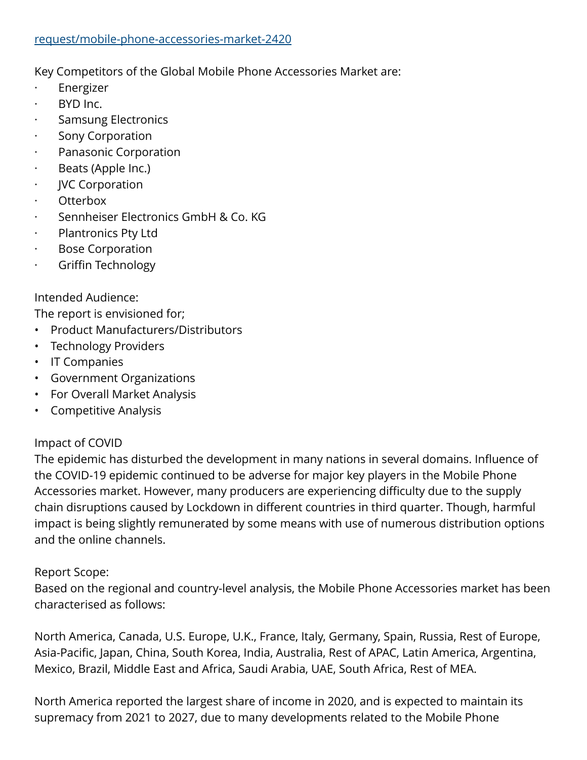request/mobile-phone-accessories-market-2420

Key Competitors of the Global Mobile Phone Accessories Market are:

- Energizer
- BYD Inc.
- Samsung Electronics
- Sony Corporation
- Panasonic Corporation
- Beats (Apple Inc.)
- JVC Corporation
- Otterbox
- Sennheiser Electronics GmbH & Co. KG
- Plantronics Pty Ltd
- Bose Corporation
- Griffin Technology

Intended Audience:
The report is envisioned for;

- Product Manufacturers/Distributors
- Technology Providers
- IT Companies
- Government Organizations
- For Overall Market Analysis
- Competitive Analysis

Impact of COVID
The epidemic has disturbed the development in many nations in several domains. Influence of the COVID-19 epidemic continued to be adverse for major key players in the Mobile Phone Accessories market. However, many producers are experiencing difficulty due to the supply chain disruptions caused by Lockdown in different countries in third quarter. Though, harmful impact is being slightly remunerated by some means with use of numerous distribution options and the online channels.

Report Scope:
Based on the regional and country-level analysis, the Mobile Phone Accessories market has been characterised as follows:

North America, Canada, U.S. Europe, U.K., France, Italy, Germany, Spain, Russia, Rest of Europe, Asia-Pacific, Japan, China, South Korea, India, Australia, Rest of APAC, Latin America, Argentina, Mexico, Brazil, Middle East and Africa, Saudi Arabia, UAE, South Africa, Rest of MEA.

North America reported the largest share of income in 2020, and is expected to maintain its supremacy from 2021 to 2027, due to many developments related to the Mobile Phone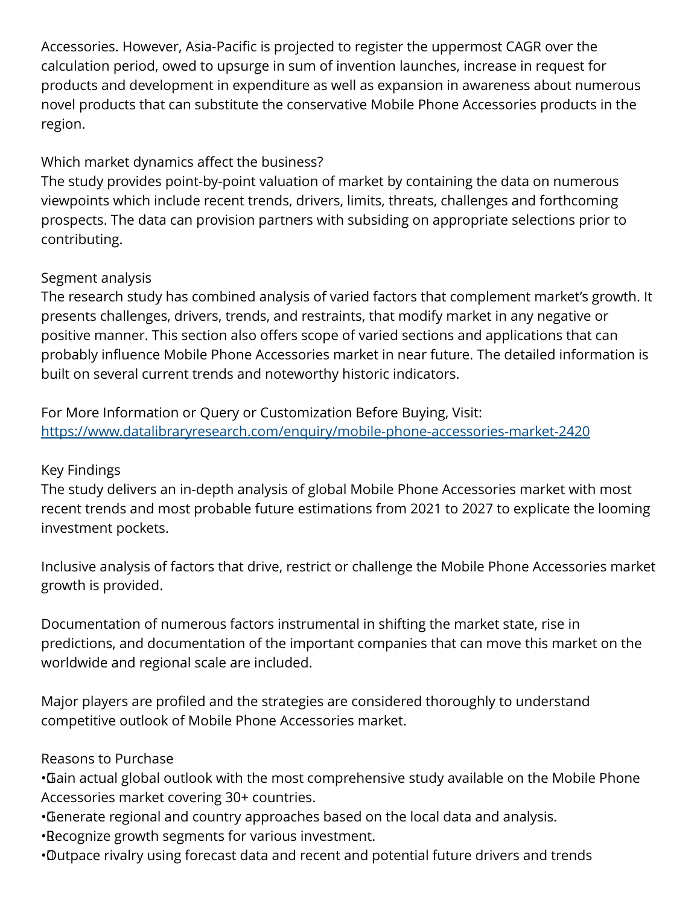Accessories. However, Asia-Pacific is projected to register the uppermost CAGR over the calculation period, owed to upsurge in sum of invention launches, increase in request for products and development in expenditure as well as expansion in awareness about numerous novel products that can substitute the conservative Mobile Phone Accessories products in the region.

Which market dynamics affect the business?
The study provides point-by-point valuation of market by containing the data on numerous viewpoints which include recent trends, drivers, limits, threats, challenges and forthcoming prospects. The data can provision partners with subsiding on appropriate selections prior to contributing.

Segment analysis
The research study has combined analysis of varied factors that complement market's growth. It presents challenges, drivers, trends, and restraints, that modify market in any negative or positive manner. This section also offers scope of varied sections and applications that can probably influence Mobile Phone Accessories market in near future. The detailed information is built on several current trends and noteworthy historic indicators.

For More Information or Query or Customization Before Buying, Visit:
https://www.datalibraryresearch.com/enquiry/mobile-phone-accessories-market-2420

Key Findings
The study delivers an in-depth analysis of global Mobile Phone Accessories market with most recent trends and most probable future estimations from 2021 to 2027 to explicate the looming investment pockets.

Inclusive analysis of factors that drive, restrict or challenge the Mobile Phone Accessories market growth is provided.

Documentation of numerous factors instrumental in shifting the market state, rise in predictions, and documentation of the important companies that can move this market on the worldwide and regional scale are included.

Major players are profiled and the strategies are considered thoroughly to understand competitive outlook of Mobile Phone Accessories market.

Reasons to Purchase
- Gain actual global outlook with the most comprehensive study available on the Mobile Phone Accessories market covering 30+ countries.
- Generate regional and country approaches based on the local data and analysis.
- Recognize growth segments for various investment.
- Outpace rivalry using forecast data and recent and potential future drivers and trends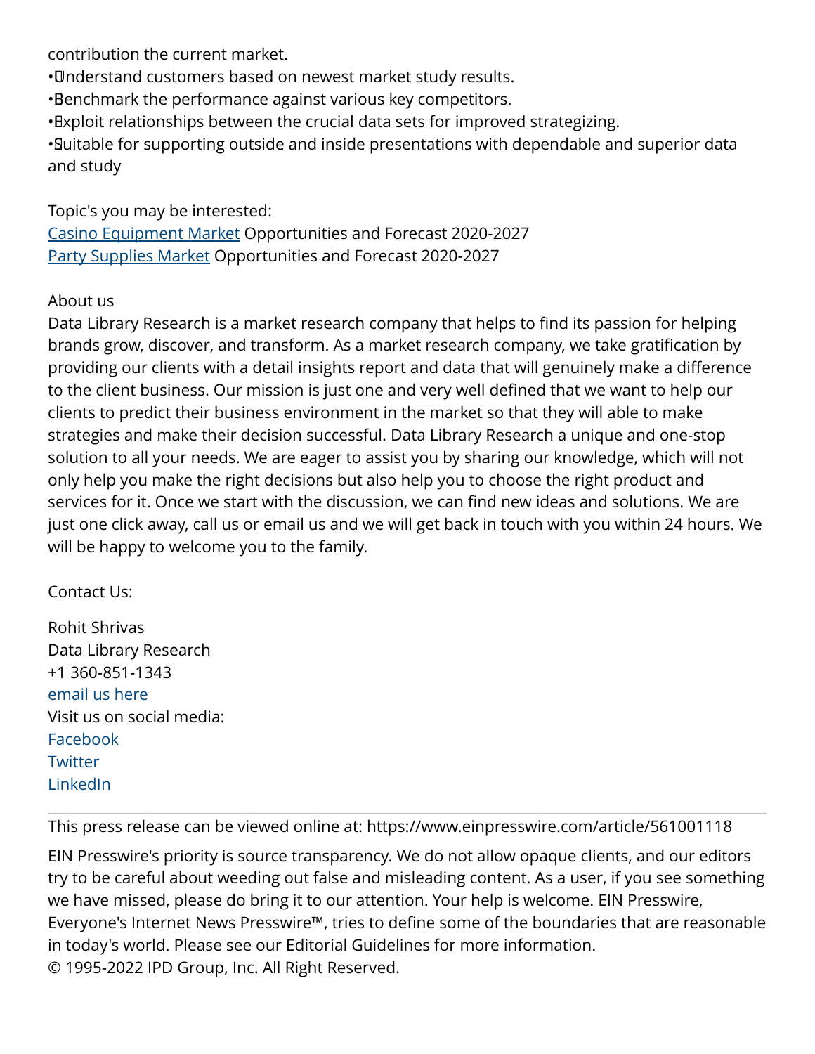contribution the current market.

- Understand customers based on newest market study results.
- Benchmark the performance against various key competitors.
- Exploit relationships between the crucial data sets for improved strategizing.
- Suitable for supporting outside and inside presentations with dependable and superior data and study

Topic's you may be interested:
Casino Equipment Market Opportunities and Forecast 2020-2027
Party Supplies Market Opportunities and Forecast 2020-2027

About us
Data Library Research is a market research company that helps to find its passion for helping brands grow, discover, and transform. As a market research company, we take gratification by providing our clients with a detail insights report and data that will genuinely make a difference to the client business. Our mission is just one and very well defined that we want to help our clients to predict their business environment in the market so that they will able to make strategies and make their decision successful. Data Library Research a unique and one-stop solution to all your needs. We are eager to assist you by sharing our knowledge, which will not only help you make the right decisions but also help you to choose the right product and services for it. Once we start with the discussion, we can find new ideas and solutions. We are just one click away, call us or email us and we will get back in touch with you within 24 hours. We will be happy to welcome you to the family.

Contact Us:

Rohit Shrivas
Data Library Research
+1 360-851-1343
email us here
Visit us on social media:
Facebook
Twitter
LinkedIn

---

This press release can be viewed online at: https://www.einpresswire.com/article/561001118

EIN Presswire's priority is source transparency. We do not allow opaque clients, and our editors try to be careful about weeding out false and misleading content. As a user, if you see something we have missed, please do bring it to our attention. Your help is welcome. EIN Presswire, Everyone's Internet News Presswire™, tries to define some of the boundaries that are reasonable in today's world. Please see our Editorial Guidelines for more information.
© 1995-2022 IPD Group, Inc. All Right Reserved.